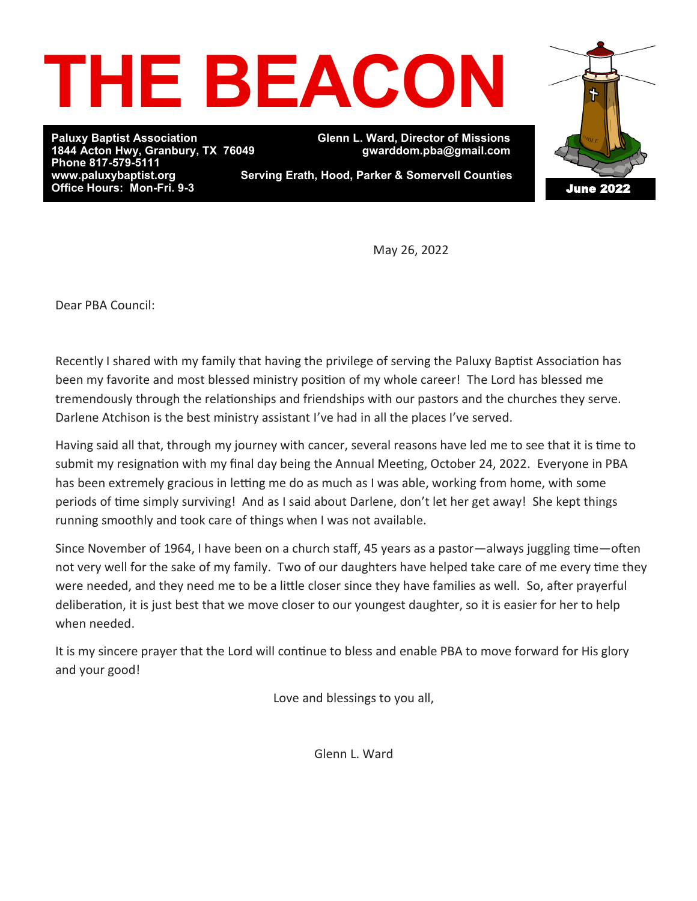# THE BEACON

**Paluxy Baptist Association**
**1844 Acton Hwy, Granbury, TX 76049**
**Phone 817-579-5111**
**www.paluxybaptist.org**
**Office Hours: Mon-Fri. 9-3**

**Glenn L. Ward, Director of Missions**
**gwarddom.pba@gmail.com**

**Serving Erath, Hood, Parker & Somervell Counties**

**June 2022**

May 26, 2022

Dear PBA Council:

Recently I shared with my family that having the privilege of serving the Paluxy Baptist Association has been my favorite and most blessed ministry position of my whole career! The Lord has blessed me tremendously through the relationships and friendships with our pastors and the churches they serve. Darlene Atchison is the best ministry assistant I've had in all the places I've served.

Having said all that, through my journey with cancer, several reasons have led me to see that it is time to submit my resignation with my final day being the Annual Meeting, October 24, 2022. Everyone in PBA has been extremely gracious in letting me do as much as I was able, working from home, with some periods of time simply surviving! And as I said about Darlene, don't let her get away! She kept things running smoothly and took care of things when I was not available.

Since November of 1964, I have been on a church staff, 45 years as a pastor—always juggling time—often not very well for the sake of my family. Two of our daughters have helped take care of me every time they were needed, and they need me to be a little closer since they have families as well. So, after prayerful deliberation, it is just best that we move closer to our youngest daughter, so it is easier for her to help when needed.

It is my sincere prayer that the Lord will continue to bless and enable PBA to move forward for His glory and your good!

Love and blessings to you all,

Glenn L. Ward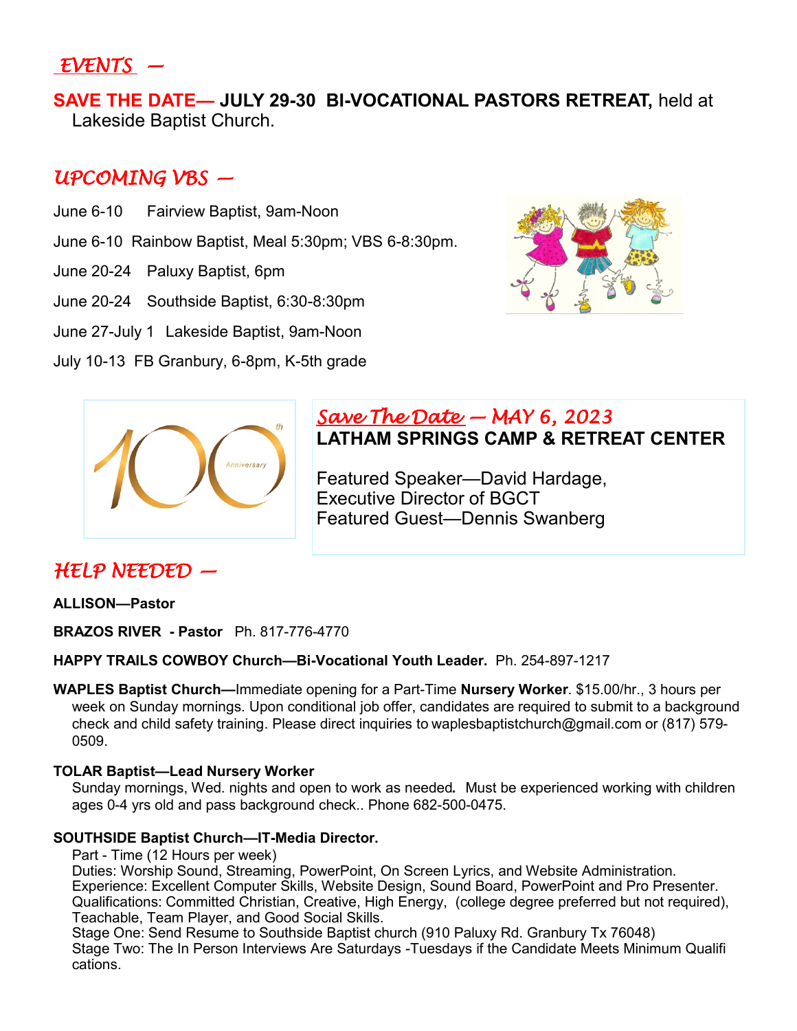## EVENTS —

**SAVE THE DATE— JULY 29-30 BI-VOCATIONAL PASTORS RETREAT,** held at Lakeside Baptist Church.

## UPCOMING VBS —

June 6-10 Fairview Baptist, 9am-Noon

June 6-10 Rainbow Baptist, Meal 5:30pm; VBS 6-8:30pm.

June 20-24 Paluxy Baptist, 6pm

June 20-24 Southside Baptist, 6:30-8:30pm

June 27-July 1 Lakeside Baptist, 9am-Noon

July 10-13 FB Granbury, 6-8pm, K-5th grade

100th Anniversary

## Save The Date — MAY 6, 2023

**LATHAM SPRINGS CAMP & RETREAT CENTER**

Featured Speaker—David Hardage, Executive Director of BGCT
Featured Guest—Dennis Swanberg

## HELP NEEDED —

**ALLISON—Pastor**

**BRAZOS RIVER - Pastor** Ph. 817-776-4770

**HAPPY TRAILS COWBOY Church—Bi-Vocational Youth Leader.** Ph. 254-897-1217

**WAPLES Baptist Church—**Immediate opening for a Part-Time **Nursery Worker**. $15.00/hr., 3 hours per week on Sunday mornings. Upon conditional job offer, candidates are required to submit to a background check and child safety training. Please direct inquiries to waplesbaptistchurch@gmail.com or (817) 579-0509.

**TOLAR Baptist—Lead Nursery Worker**
Sunday mornings, Wed. nights and open to work as needed**.** Must be experienced working with children ages 0-4 yrs old and pass background check.. Phone 682-500-0475.

**SOUTHSIDE Baptist Church—IT-Media Director.**
Part - Time (12 Hours per week)
Duties: Worship Sound, Streaming, PowerPoint, On Screen Lyrics, and Website Administration.
Experience: Excellent Computer Skills, Website Design, Sound Board, PowerPoint and Pro Presenter.
Qualifications: Committed Christian, Creative, High Energy, (college degree preferred but not required), Teachable, Team Player, and Good Social Skills.
Stage One: Send Resume to Southside Baptist church (910 Paluxy Rd. Granbury Tx 76048)
Stage Two: The In Person Interviews Are Saturdays -Tuesdays if the Candidate Meets Minimum Qualifications.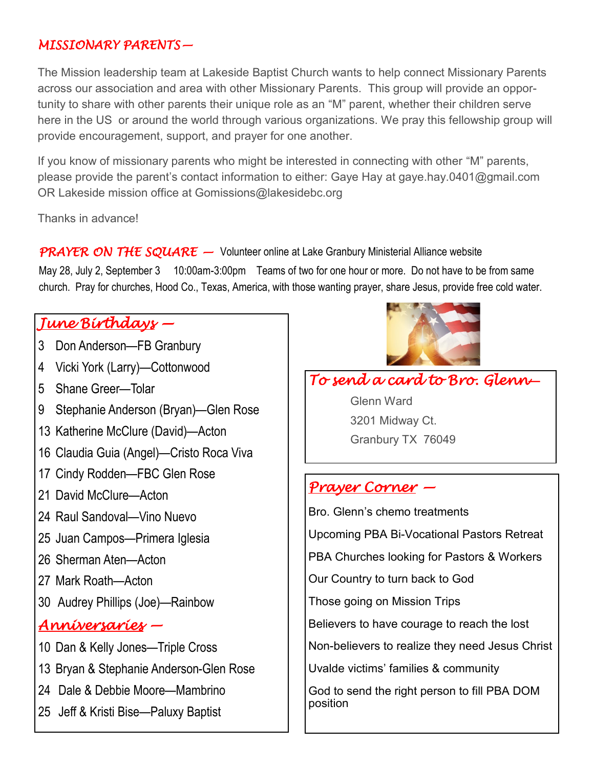## MISSIONARY PARENTS—

The Mission leadership team at Lakeside Baptist Church wants to help connect Missionary Parents across our association and area with other Missionary Parents. This group will provide an opportunity to share with other parents their unique role as an "M" parent, whether their children serve here in the US or around the world through various organizations. We pray this fellowship group will provide encouragement, support, and prayer for one another.

If you know of missionary parents who might be interested in connecting with other "M" parents, please provide the parent's contact information to either: Gaye Hay at gaye.hay.0401@gmail.com OR Lakeside mission office at Gomissions@lakesidebc.org

Thanks in advance!

## PRAYER ON THE SQUARE —

Volunteer online at Lake Granbury Ministerial Alliance website May 28, July 2, September 3 10:00am-3:00pm Teams of two for one hour or more. Do not have to be from same church. Pray for churches, Hood Co., Texas, America, with those wanting prayer, share Jesus, provide free cold water.

## June Birthdays —

3 Don Anderson—FB Granbury
4 Vicki York (Larry)—Cottonwood
5 Shane Greer—Tolar
9 Stephanie Anderson (Bryan)—Glen Rose
13 Katherine McClure (David)—Acton
16 Claudia Guia (Angel)—Cristo Roca Viva
17 Cindy Rodden—FBC Glen Rose
21 David McClure—Acton
24 Raul Sandoval—Vino Nuevo
25 Juan Campos—Primera Iglesia
26 Sherman Aten—Acton
27 Mark Roath—Acton
30 Audrey Phillips (Joe)—Rainbow

## Anniversaries —

10 Dan & Kelly Jones—Triple Cross
13 Bryan & Stephanie Anderson-Glen Rose
24 Dale & Debbie Moore—Mambrino
25 Jeff & Kristi Bise—Paluxy Baptist

## To send a card to Bro. Glenn—

Glenn Ward
3201 Midway Ct.
Granbury TX 76049

## Prayer Corner —

Bro. Glenn's chemo treatments

Upcoming PBA Bi-Vocational Pastors Retreat

PBA Churches looking for Pastors & Workers

Our Country to turn back to God

Those going on Mission Trips

Believers to have courage to reach the lost

Non-believers to realize they need Jesus Christ

Uvalde victims' families & community

God to send the right person to fill PBA DOM position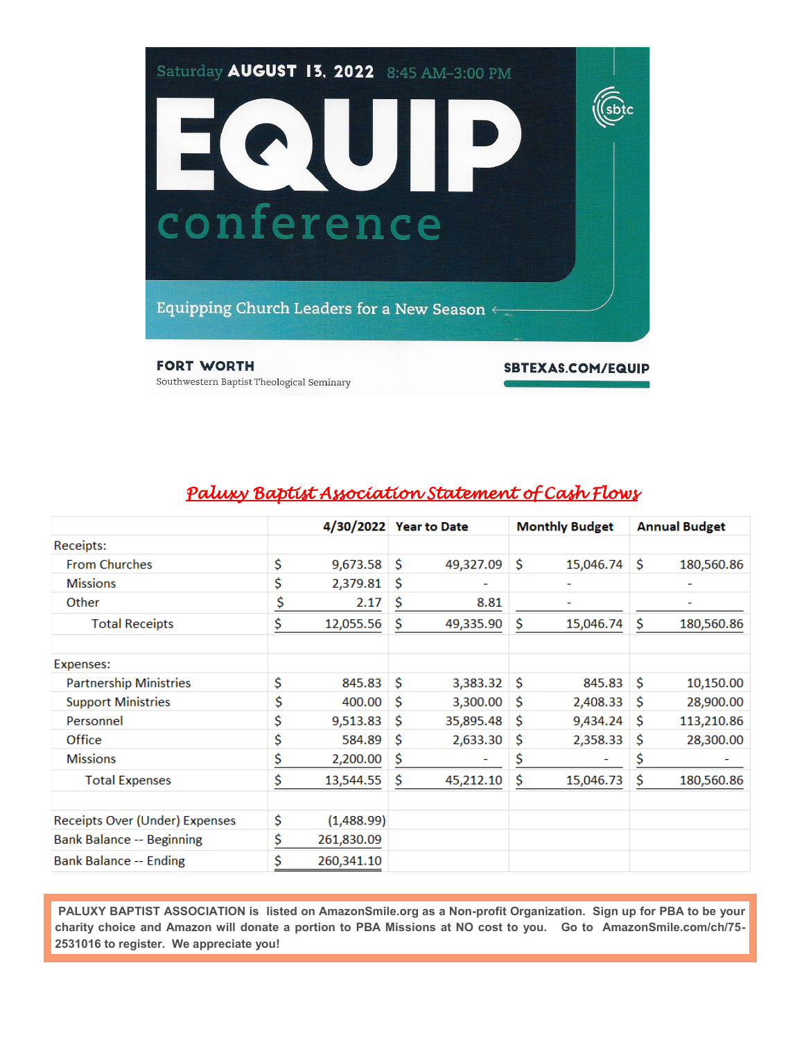Saturday **AUGUST 13, 2022** 8:45 AM–3:00 PM

# EQUIP conference

sbtc

Equipping Church Leaders for a New Season

**FORT WORTH**
Southwestern Baptist Theological Seminary

**SBTEXAS.COM/EQUIP**

## *Paluxy Baptist Association Statement of Cash Flows*

| | 4/30/2022 | Year to Date | Monthly Budget | Annual Budget |
|---|---|---|---|---|
| Receipts: | | | | |
| From Churches | $ 9,673.58 | $ 49,327.09 | $ 15,046.74 | $ 180,560.86 |
| Missions | $ 2,379.81 | $ - | - | - |
| Other | $ 2.17 | $ 8.81 | - | - |
| Total Receipts | $ 12,055.56 | $ 49,335.90 | $ 15,046.74 | $ 180,560.86 |
| | | | | |
| Expenses: | | | | |
| Partnership Ministries | $ 845.83 | $ 3,383.32 | $ 845.83 | $ 10,150.00 |
| Support Ministries | $ 400.00 | $ 3,300.00 | $ 2,408.33 | $ 28,900.00 |
| Personnel | $ 9,513.83 | $ 35,895.48 | $ 9,434.24 | $ 113,210.86 |
| Office | $ 584.89 | $ 2,633.30 | $ 2,358.33 | $ 28,300.00 |
| Missions | $ 2,200.00 | $ - | $ - | $ - |
| Total Expenses | $ 13,544.55 | $ 45,212.10 | $ 15,046.73 | $ 180,560.86 |
| | | | | |
| Receipts Over (Under) Expenses | $ (1,488.99) | | | |
| Bank Balance -- Beginning | $ 261,830.09 | | | |
| Bank Balance -- Ending | $ 260,341.10 | | | |

**PALUXY BAPTIST ASSOCIATION is listed on AmazonSmile.org as a Non-profit Organization. Sign up for PBA to be your charity choice and Amazon will donate a portion to PBA Missions at NO cost to you. Go to AmazonSmile.com/ch/75-2531016 to register. We appreciate you!**